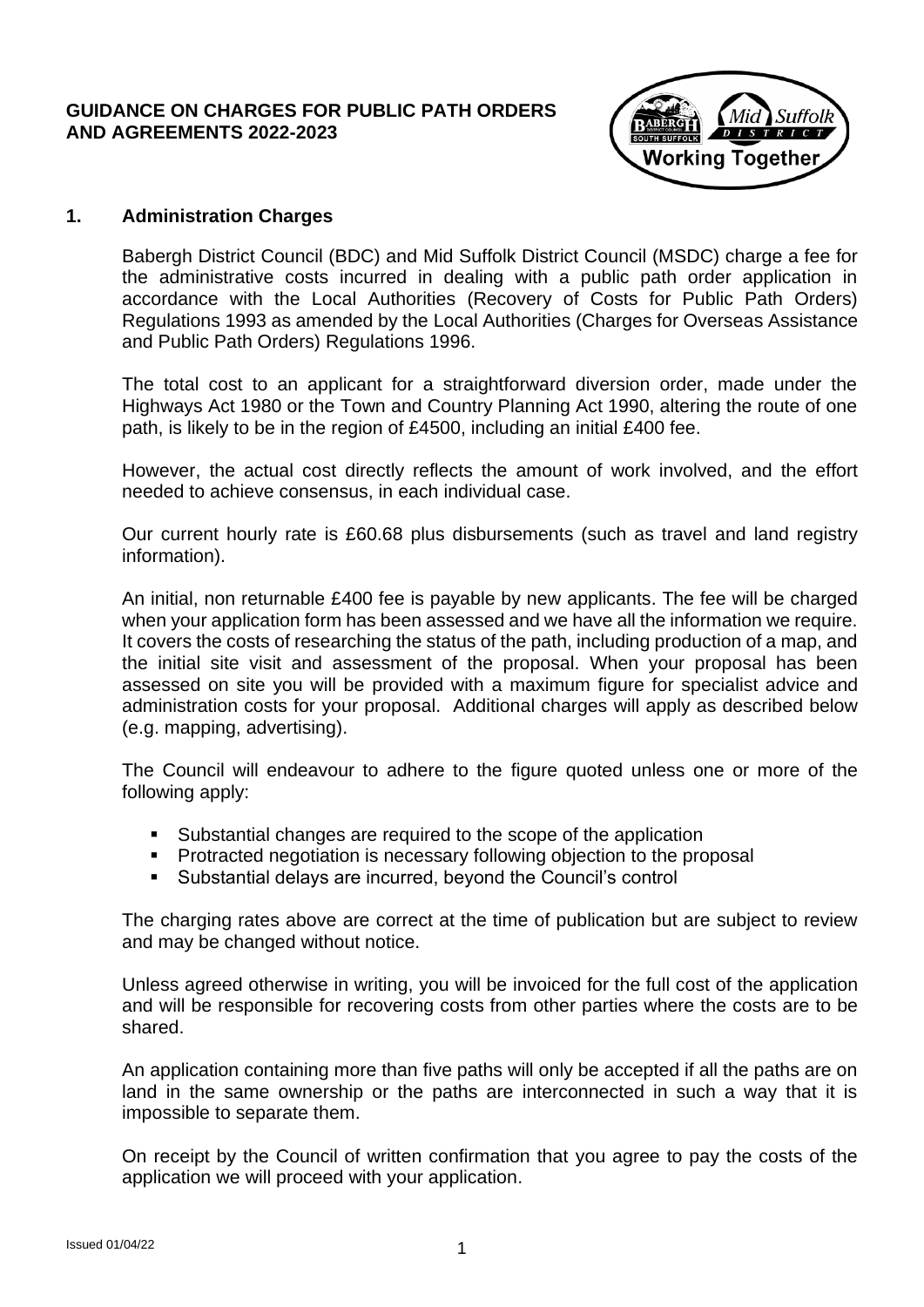**GUIDANCE ON CHARGES FOR PUBLIC PATH ORDERS AND AGREEMENTS 2022-2023**

## 1. Administration Charges

Babergh District Council (BDC) and Mid Suffolk District Council (MSDC) charge a fee for the administrative costs incurred in dealing with a public path order application in accordance with the Local Authorities (Recovery of Costs for Public Path Orders) Regulations 1993 as amended by the Local Authorities (Charges for Overseas Assistance and Public Path Orders) Regulations 1996.

The total cost to an applicant for a straightforward diversion order, made under the Highways Act 1980 or the Town and Country Planning Act 1990, altering the route of one path, is likely to be in the region of £4500, including an initial £400 fee.

However, the actual cost directly reflects the amount of work involved, and the effort needed to achieve consensus, in each individual case.

Our current hourly rate is £60.68 plus disbursements (such as travel and land registry information).

An initial, non returnable £400 fee is payable by new applicants. The fee will be charged when your application form has been assessed and we have all the information we require. It covers the costs of researching the status of the path, including production of a map, and the initial site visit and assessment of the proposal. When your proposal has been assessed on site you will be provided with a maximum figure for specialist advice and administration costs for your proposal. Additional charges will apply as described below (e.g. mapping, advertising).

The Council will endeavour to adhere to the figure quoted unless one or more of the following apply:

- Substantial changes are required to the scope of the application
- Protracted negotiation is necessary following objection to the proposal
- Substantial delays are incurred, beyond the Council's control

The charging rates above are correct at the time of publication but are subject to review and may be changed without notice.

Unless agreed otherwise in writing, you will be invoiced for the full cost of the application and will be responsible for recovering costs from other parties where the costs are to be shared.

An application containing more than five paths will only be accepted if all the paths are on land in the same ownership or the paths are interconnected in such a way that it is impossible to separate them.

On receipt by the Council of written confirmation that you agree to pay the costs of the application we will proceed with your application.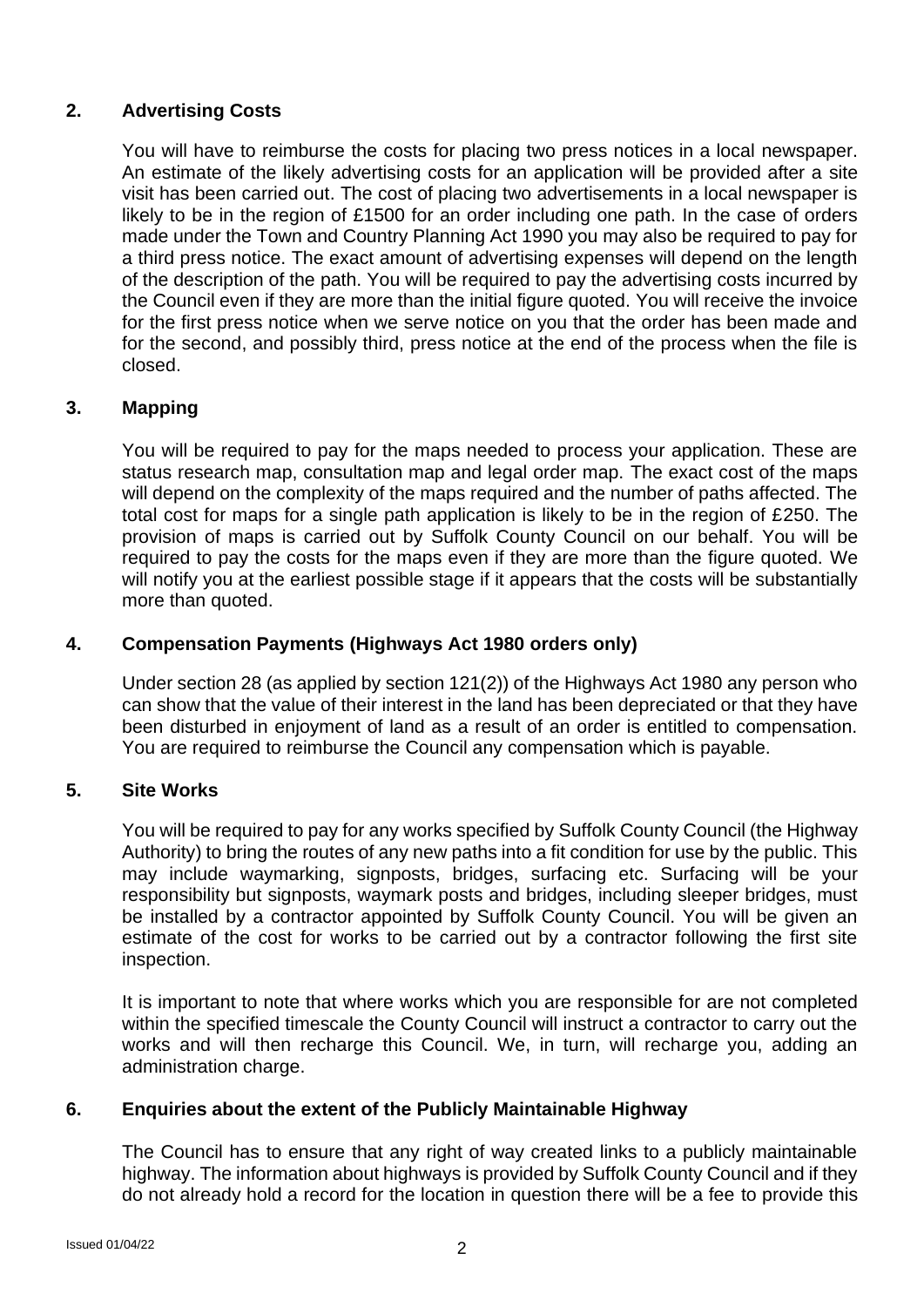## 2. Advertising Costs

You will have to reimburse the costs for placing two press notices in a local newspaper. An estimate of the likely advertising costs for an application will be provided after a site visit has been carried out. The cost of placing two advertisements in a local newspaper is likely to be in the region of £1500 for an order including one path. In the case of orders made under the Town and Country Planning Act 1990 you may also be required to pay for a third press notice. The exact amount of advertising expenses will depend on the length of the description of the path. You will be required to pay the advertising costs incurred by the Council even if they are more than the initial figure quoted. You will receive the invoice for the first press notice when we serve notice on you that the order has been made and for the second, and possibly third, press notice at the end of the process when the file is closed.

## 3. Mapping

You will be required to pay for the maps needed to process your application. These are status research map, consultation map and legal order map. The exact cost of the maps will depend on the complexity of the maps required and the number of paths affected. The total cost for maps for a single path application is likely to be in the region of £250. The provision of maps is carried out by Suffolk County Council on our behalf. You will be required to pay the costs for the maps even if they are more than the figure quoted. We will notify you at the earliest possible stage if it appears that the costs will be substantially more than quoted.

## 4. Compensation Payments (Highways Act 1980 orders only)

Under section 28 (as applied by section 121(2)) of the Highways Act 1980 any person who can show that the value of their interest in the land has been depreciated or that they have been disturbed in enjoyment of land as a result of an order is entitled to compensation. You are required to reimburse the Council any compensation which is payable.

## 5. Site Works

You will be required to pay for any works specified by Suffolk County Council (the Highway Authority) to bring the routes of any new paths into a fit condition for use by the public. This may include waymarking, signposts, bridges, surfacing etc. Surfacing will be your responsibility but signposts, waymark posts and bridges, including sleeper bridges, must be installed by a contractor appointed by Suffolk County Council. You will be given an estimate of the cost for works to be carried out by a contractor following the first site inspection.

It is important to note that where works which you are responsible for are not completed within the specified timescale the County Council will instruct a contractor to carry out the works and will then recharge this Council. We, in turn, will recharge you, adding an administration charge.

## 6. Enquiries about the extent of the Publicly Maintainable Highway

The Council has to ensure that any right of way created links to a publicly maintainable highway. The information about highways is provided by Suffolk County Council and if they do not already hold a record for the location in question there will be a fee to provide this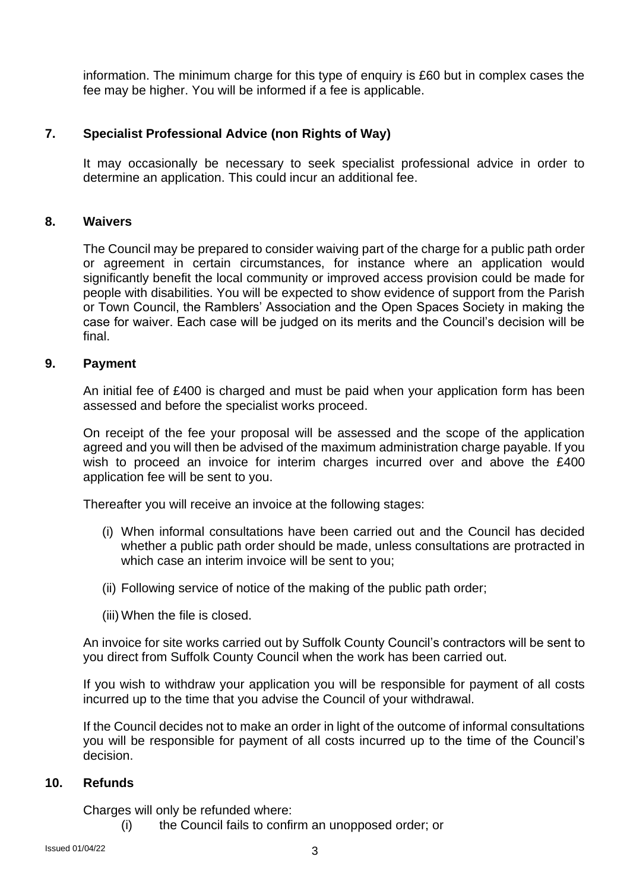information. The minimum charge for this type of enquiry is £60 but in complex cases the fee may be higher. You will be informed if a fee is applicable.

## 7. Specialist Professional Advice (non Rights of Way)

It may occasionally be necessary to seek specialist professional advice in order to determine an application. This could incur an additional fee.

## 8. Waivers

The Council may be prepared to consider waiving part of the charge for a public path order or agreement in certain circumstances, for instance where an application would significantly benefit the local community or improved access provision could be made for people with disabilities. You will be expected to show evidence of support from the Parish or Town Council, the Ramblers' Association and the Open Spaces Society in making the case for waiver. Each case will be judged on its merits and the Council's decision will be final.

## 9. Payment

An initial fee of £400 is charged and must be paid when your application form has been assessed and before the specialist works proceed.

On receipt of the fee your proposal will be assessed and the scope of the application agreed and you will then be advised of the maximum administration charge payable. If you wish to proceed an invoice for interim charges incurred over and above the £400 application fee will be sent to you.

Thereafter you will receive an invoice at the following stages:

(i) When informal consultations have been carried out and the Council has decided whether a public path order should be made, unless consultations are protracted in which case an interim invoice will be sent to you;

(ii) Following service of notice of the making of the public path order;

(iii) When the file is closed.

An invoice for site works carried out by Suffolk County Council's contractors will be sent to you direct from Suffolk County Council when the work has been carried out.

If you wish to withdraw your application you will be responsible for payment of all costs incurred up to the time that you advise the Council of your withdrawal.

If the Council decides not to make an order in light of the outcome of informal consultations you will be responsible for payment of all costs incurred up to the time of the Council's decision.

## 10. Refunds

Charges will only be refunded where:

(i) the Council fails to confirm an unopposed order; or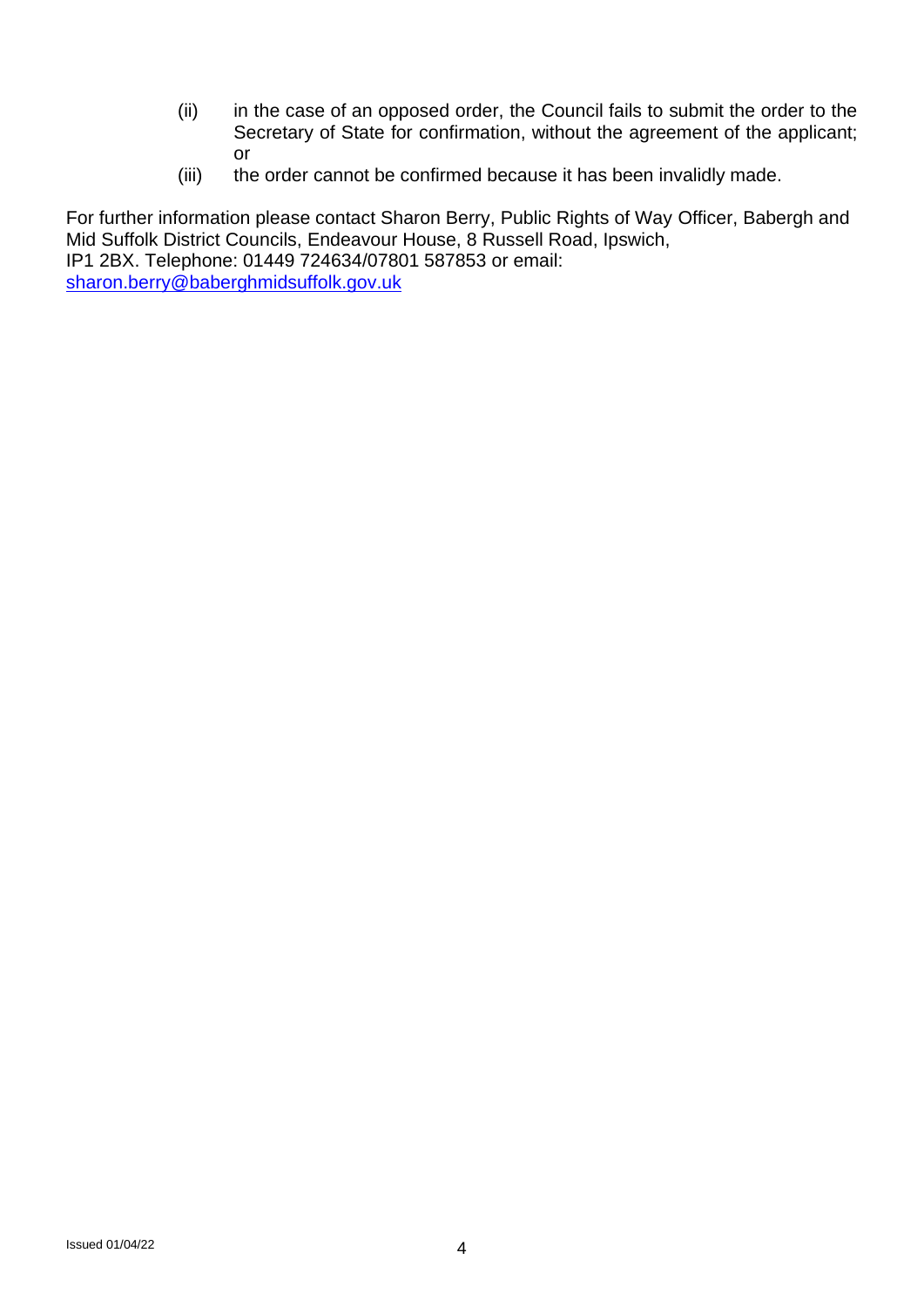(ii) in the case of an opposed order, the Council fails to submit the order to the Secretary of State for confirmation, without the agreement of the applicant; or

(iii) the order cannot be confirmed because it has been invalidly made.

For further information please contact Sharon Berry, Public Rights of Way Officer, Babergh and Mid Suffolk District Councils, Endeavour House, 8 Russell Road, Ipswich, IP1 2BX. Telephone: 01449 724634/07801 587853 or email: sharon.berry@baberghmidsuffolk.gov.uk

Issued 01/04/22